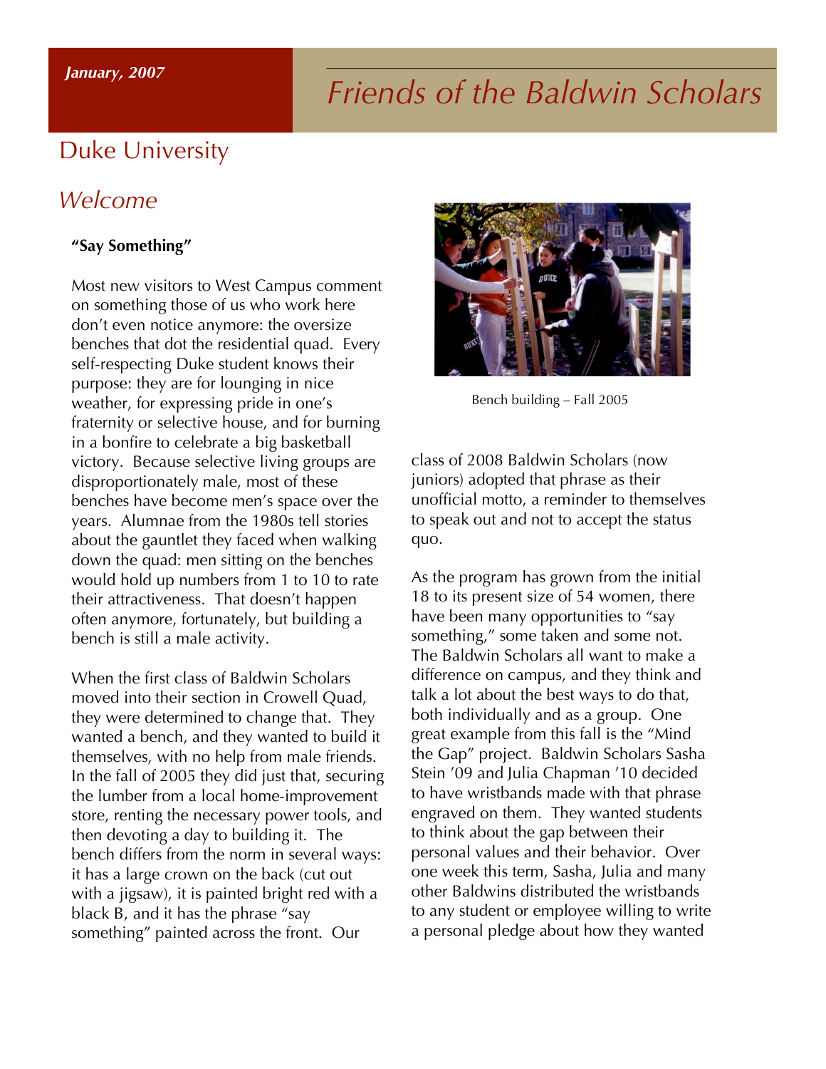January, 2007

# Friends of the Baldwin Scholars

## Duke University

## *Welcome*

**"Say Something"**

Most new visitors to West Campus comment on something those of us who work here don't even notice anymore: the oversize benches that dot the residential quad. Every self-respecting Duke student knows their purpose: they are for lounging in nice weather, for expressing pride in one's fraternity or selective house, and for burning in a bonfire to celebrate a big basketball victory. Because selective living groups are disproportionately male, most of these benches have become men's space over the years. Alumnae from the 1980s tell stories about the gauntlet they faced when walking down the quad: men sitting on the benches would hold up numbers from 1 to 10 to rate their attractiveness. That doesn't happen often anymore, fortunately, but building a bench is still a male activity.

When the first class of Baldwin Scholars moved into their section in Crowell Quad, they were determined to change that. They wanted a bench, and they wanted to build it themselves, with no help from male friends. In the fall of 2005 they did just that, securing the lumber from a local home-improvement store, renting the necessary power tools, and then devoting a day to building it. The bench differs from the norm in several ways: it has a large crown on the back (cut out with a jigsaw), it is painted bright red with a black B, and it has the phrase "say something" painted across the front. Our

Bench building – Fall 2005

class of 2008 Baldwin Scholars (now juniors) adopted that phrase as their unofficial motto, a reminder to themselves to speak out and not to accept the status quo.

As the program has grown from the initial 18 to its present size of 54 women, there have been many opportunities to "say something," some taken and some not. The Baldwin Scholars all want to make a difference on campus, and they think and talk a lot about the best ways to do that, both individually and as a group. One great example from this fall is the "Mind the Gap" project. Baldwin Scholars Sasha Stein '09 and Julia Chapman '10 decided to have wristbands made with that phrase engraved on them. They wanted students to think about the gap between their personal values and their behavior. Over one week this term, Sasha, Julia and many other Baldwins distributed the wristbands to any student or employee willing to write a personal pledge about how they wanted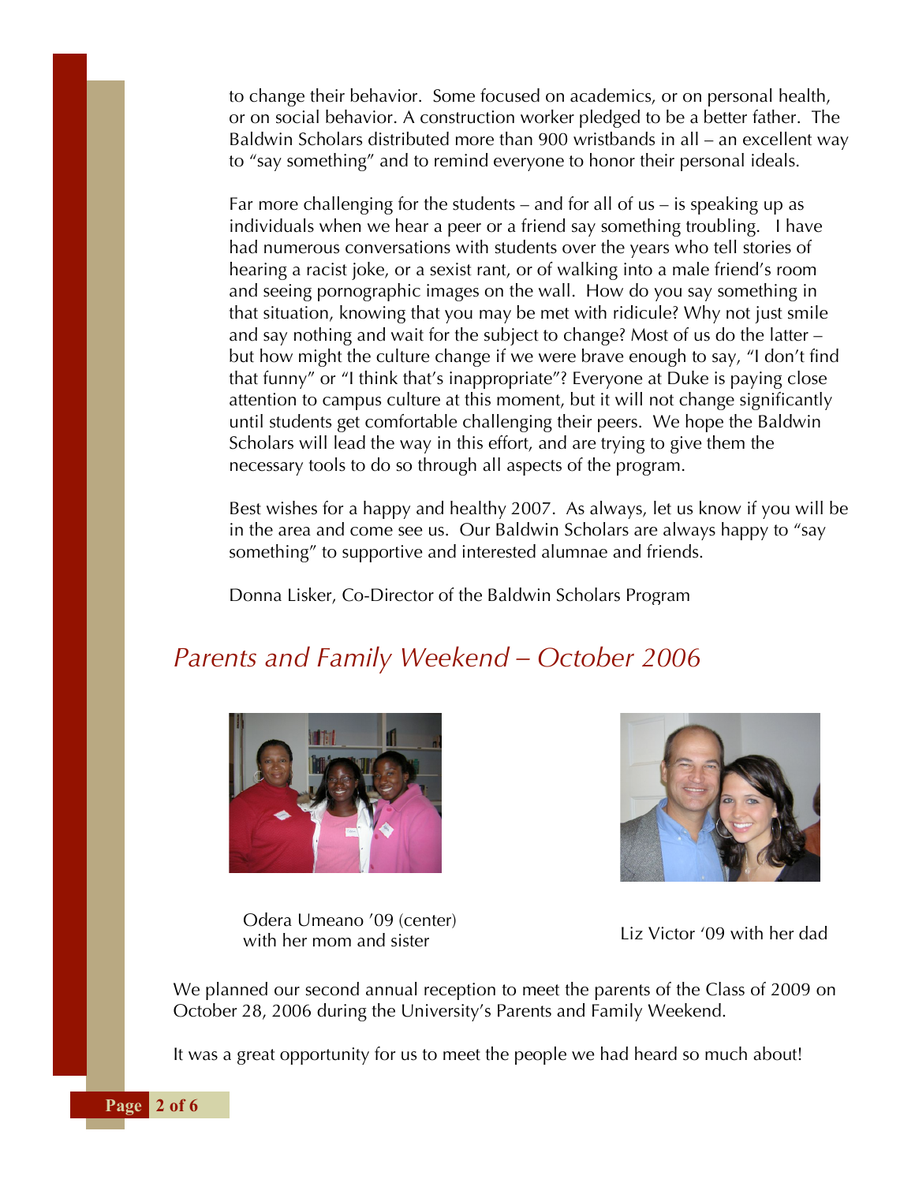to change their behavior. Some focused on academics, or on personal health, or on social behavior. A construction worker pledged to be a better father. The Baldwin Scholars distributed more than 900 wristbands in all – an excellent way to "say something" and to remind everyone to honor their personal ideals.

Far more challenging for the students – and for all of us – is speaking up as individuals when we hear a peer or a friend say something troubling. I have had numerous conversations with students over the years who tell stories of hearing a racist joke, or a sexist rant, or of walking into a male friend's room and seeing pornographic images on the wall. How do you say something in that situation, knowing that you may be met with ridicule? Why not just smile and say nothing and wait for the subject to change? Most of us do the latter – but how might the culture change if we were brave enough to say, "I don't find that funny" or "I think that's inappropriate"? Everyone at Duke is paying close attention to campus culture at this moment, but it will not change significantly until students get comfortable challenging their peers. We hope the Baldwin Scholars will lead the way in this effort, and are trying to give them the necessary tools to do so through all aspects of the program.

Best wishes for a happy and healthy 2007. As always, let us know if you will be in the area and come see us. Our Baldwin Scholars are always happy to "say something" to supportive and interested alumnae and friends.

Donna Lisker, Co-Director of the Baldwin Scholars Program

## *Parents and Family Weekend – October 2006*

Odera Umeano '09 (center) with her mom and sister

Liz Victor '09 with her dad

We planned our second annual reception to meet the parents of the Class of 2009 on October 28, 2006 during the University's Parents and Family Weekend.

It was a great opportunity for us to meet the people we had heard so much about!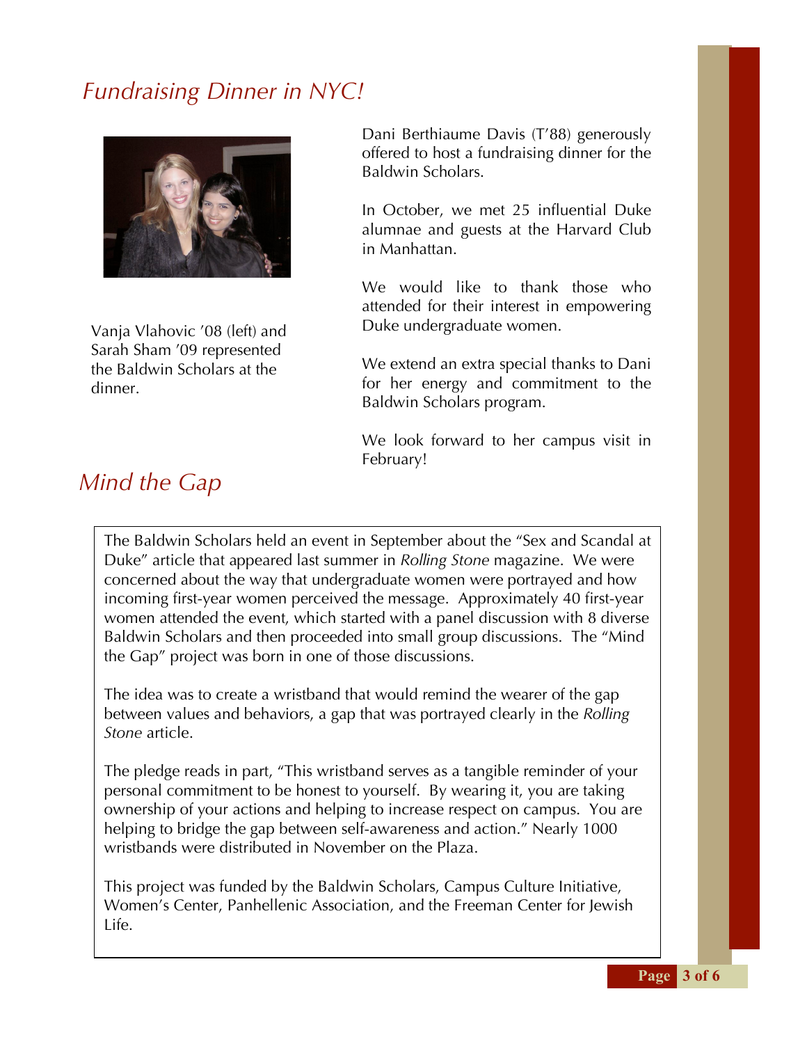## Fundraising Dinner in NYC!

Vanja Vlahovic '08 (left) and Sarah Sham '09 represented the Baldwin Scholars at the dinner.

Dani Berthiaume Davis (T'88) generously offered to host a fundraising dinner for the Baldwin Scholars.

In October, we met 25 influential Duke alumnae and guests at the Harvard Club in Manhattan.

We would like to thank those who attended for their interest in empowering Duke undergraduate women.

We extend an extra special thanks to Dani for her energy and commitment to the Baldwin Scholars program.

We look forward to her campus visit in February!

## Mind the Gap

The Baldwin Scholars held an event in September about the "Sex and Scandal at Duke" article that appeared last summer in *Rolling Stone* magazine. We were concerned about the way that undergraduate women were portrayed and how incoming first-year women perceived the message. Approximately 40 first-year women attended the event, which started with a panel discussion with 8 diverse Baldwin Scholars and then proceeded into small group discussions. The "Mind the Gap" project was born in one of those discussions.

The idea was to create a wristband that would remind the wearer of the gap between values and behaviors, a gap that was portrayed clearly in the *Rolling Stone* article.

The pledge reads in part, "This wristband serves as a tangible reminder of your personal commitment to be honest to yourself. By wearing it, you are taking ownership of your actions and helping to increase respect on campus. You are helping to bridge the gap between self-awareness and action." Nearly 1000 wristbands were distributed in November on the Plaza.

This project was funded by the Baldwin Scholars, Campus Culture Initiative, Women's Center, Panhellenic Association, and the Freeman Center for Jewish Life.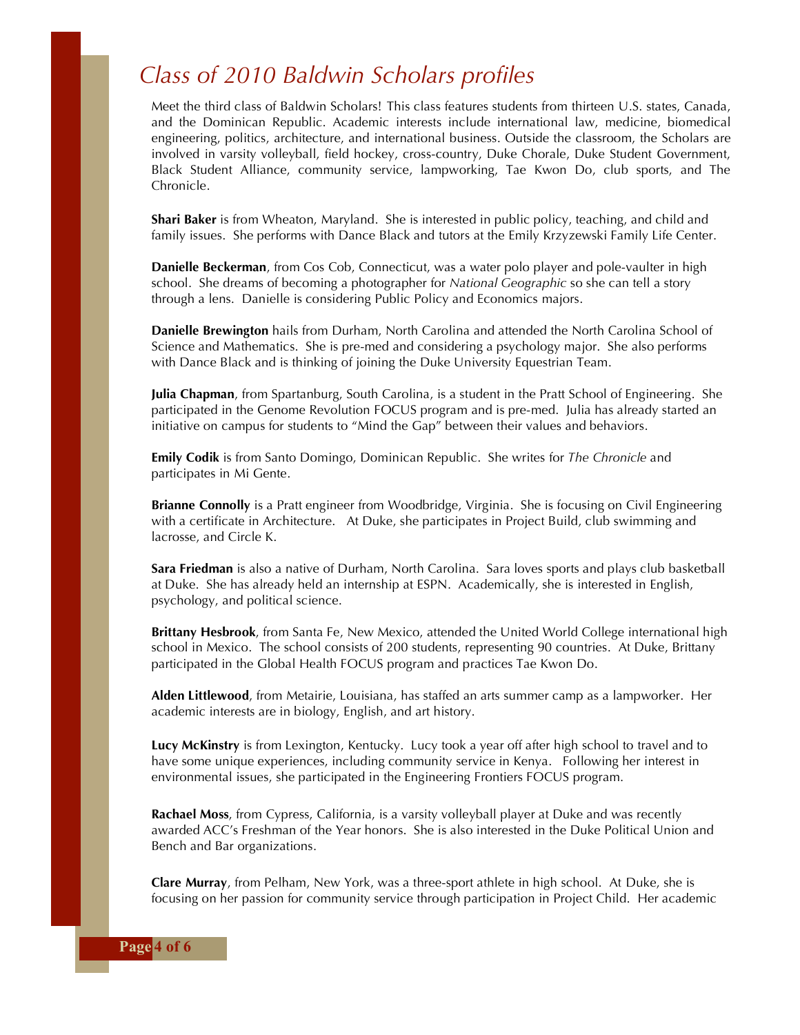# *Class of 2010 Baldwin Scholars profiles*

Meet the third class of Baldwin Scholars! This class features students from thirteen U.S. states, Canada, and the Dominican Republic. Academic interests include international law, medicine, biomedical engineering, politics, architecture, and international business. Outside the classroom, the Scholars are involved in varsity volleyball, field hockey, cross-country, Duke Chorale, Duke Student Government, Black Student Alliance, community service, lampworking, Tae Kwon Do, club sports, and The Chronicle.

**Shari Baker** is from Wheaton, Maryland. She is interested in public policy, teaching, and child and family issues. She performs with Dance Black and tutors at the Emily Krzyzewski Family Life Center.

**Danielle Beckerman**, from Cos Cob, Connecticut, was a water polo player and pole-vaulter in high school. She dreams of becoming a photographer for *National Geographic* so she can tell a story through a lens. Danielle is considering Public Policy and Economics majors.

**Danielle Brewington** hails from Durham, North Carolina and attended the North Carolina School of Science and Mathematics. She is pre-med and considering a psychology major. She also performs with Dance Black and is thinking of joining the Duke University Equestrian Team.

**Julia Chapman**, from Spartanburg, South Carolina, is a student in the Pratt School of Engineering. She participated in the Genome Revolution FOCUS program and is pre-med. Julia has already started an initiative on campus for students to "Mind the Gap" between their values and behaviors.

**Emily Codik** is from Santo Domingo, Dominican Republic. She writes for *The Chronicle* and participates in Mi Gente.

**Brianne Connolly** is a Pratt engineer from Woodbridge, Virginia. She is focusing on Civil Engineering with a certificate in Architecture. At Duke, she participates in Project Build, club swimming and lacrosse, and Circle K.

**Sara Friedman** is also a native of Durham, North Carolina. Sara loves sports and plays club basketball at Duke. She has already held an internship at ESPN. Academically, she is interested in English, psychology, and political science.

**Brittany Hesbrook**, from Santa Fe, New Mexico, attended the United World College international high school in Mexico. The school consists of 200 students, representing 90 countries. At Duke, Brittany participated in the Global Health FOCUS program and practices Tae Kwon Do.

**Alden Littlewood**, from Metairie, Louisiana, has staffed an arts summer camp as a lampworker. Her academic interests are in biology, English, and art history.

**Lucy McKinstry** is from Lexington, Kentucky. Lucy took a year off after high school to travel and to have some unique experiences, including community service in Kenya. Following her interest in environmental issues, she participated in the Engineering Frontiers FOCUS program.

**Rachael Moss**, from Cypress, California, is a varsity volleyball player at Duke and was recently awarded ACC's Freshman of the Year honors. She is also interested in the Duke Political Union and Bench and Bar organizations.

**Clare Murray**, from Pelham, New York, was a three-sport athlete in high school. At Duke, she is focusing on her passion for community service through participation in Project Child. Her academic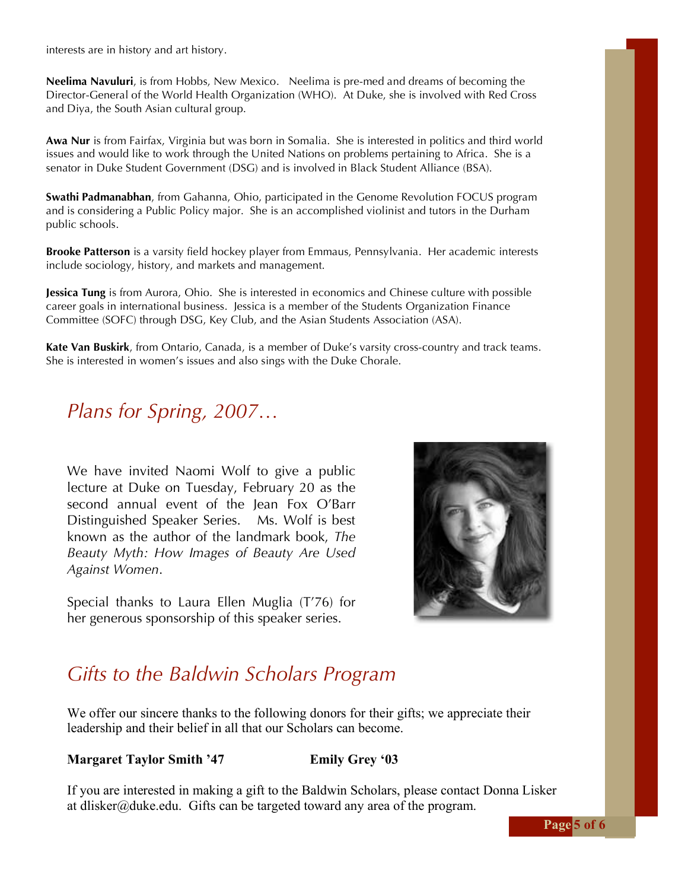interests are in history and art history.

**Neelima Navuluri**, is from Hobbs, New Mexico. Neelima is pre-med and dreams of becoming the Director-General of the World Health Organization (WHO). At Duke, she is involved with Red Cross and Diya, the South Asian cultural group.

**Awa Nur** is from Fairfax, Virginia but was born in Somalia. She is interested in politics and third world issues and would like to work through the United Nations on problems pertaining to Africa. She is a senator in Duke Student Government (DSG) and is involved in Black Student Alliance (BSA).

**Swathi Padmanabhan**, from Gahanna, Ohio, participated in the Genome Revolution FOCUS program and is considering a Public Policy major. She is an accomplished violinist and tutors in the Durham public schools.

**Brooke Patterson** is a varsity field hockey player from Emmaus, Pennsylvania. Her academic interests include sociology, history, and markets and management.

**Jessica Tung** is from Aurora, Ohio. She is interested in economics and Chinese culture with possible career goals in international business. Jessica is a member of the Students Organization Finance Committee (SOFC) through DSG, Key Club, and the Asian Students Association (ASA).

**Kate Van Buskirk**, from Ontario, Canada, is a member of Duke's varsity cross-country and track teams. She is interested in women's issues and also sings with the Duke Chorale.

## *Plans for Spring, 2007…*

We have invited Naomi Wolf to give a public lecture at Duke on Tuesday, February 20 as the second annual event of the Jean Fox O'Barr Distinguished Speaker Series. Ms. Wolf is best known as the author of the landmark book, *The Beauty Myth: How Images of Beauty Are Used Against Women*.

Special thanks to Laura Ellen Muglia (T'76) for her generous sponsorship of this speaker series.

## *Gifts to the Baldwin Scholars Program*

We offer our sincere thanks to the following donors for their gifts; we appreciate their leadership and their belief in all that our Scholars can become.

**Margaret Taylor Smith '47** **Emily Grey '03**

If you are interested in making a gift to the Baldwin Scholars, please contact Donna Lisker at dlisker@duke.edu. Gifts can be targeted toward any area of the program.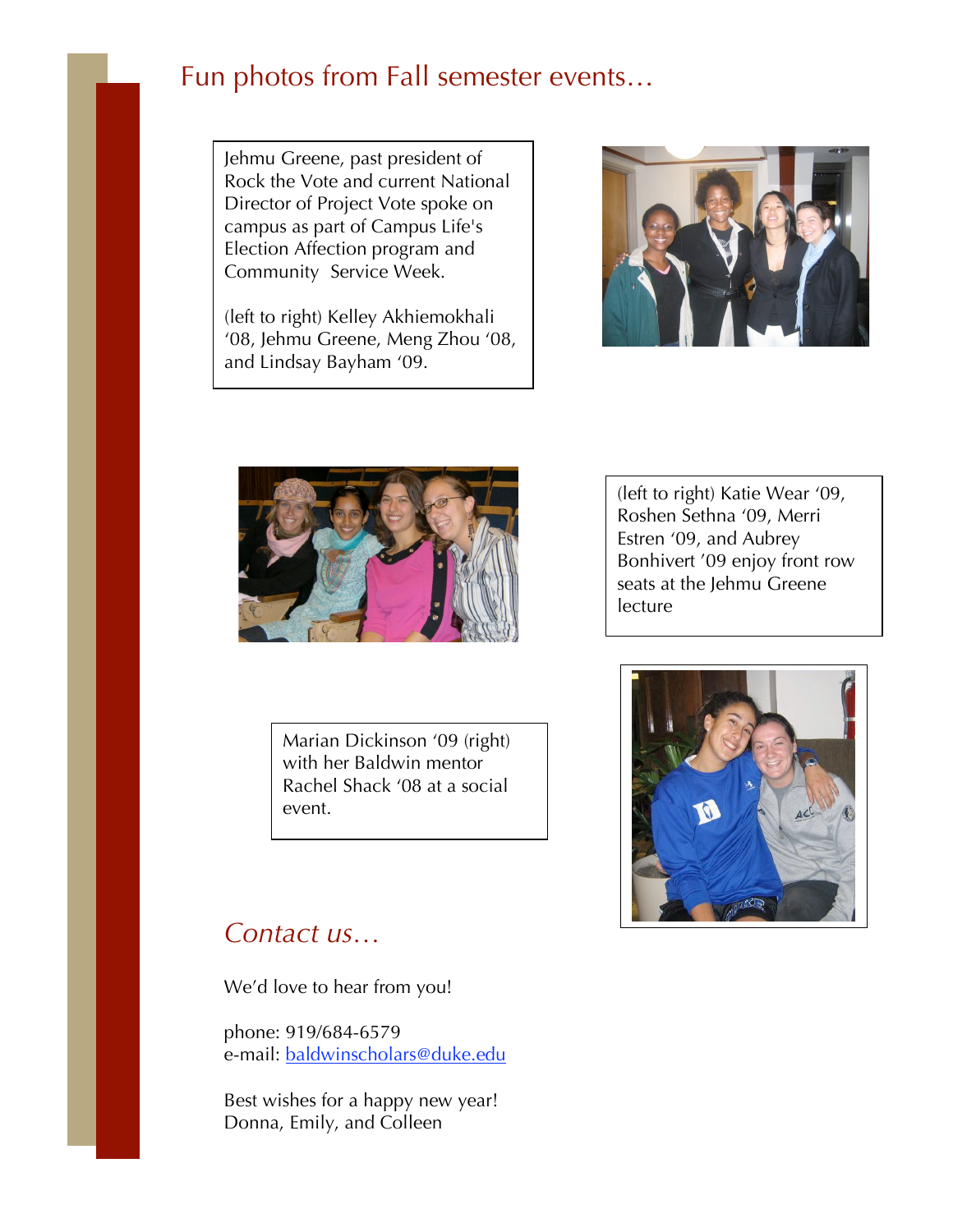## Fun photos from Fall semester events…

Jehmu Greene, past president of Rock the Vote and current National Director of Project Vote spoke on campus as part of Campus Life's Election Affection program and Community Service Week.

(left to right) Kelley Akhiemokhali '08, Jehmu Greene, Meng Zhou '08, and Lindsay Bayham '09.

(left to right) Katie Wear '09, Roshen Sethna '09, Merri Estren '09, and Aubrey Bonhivert '09 enjoy front row seats at the Jehmu Greene lecture

Marian Dickinson '09 (right) with her Baldwin mentor Rachel Shack '08 at a social event.

## *Contact us…*

We'd love to hear from you!

phone: 919/684-6579
e-mail: baldwinscholars@duke.edu

Best wishes for a happy new year!
Donna, Emily, and Colleen